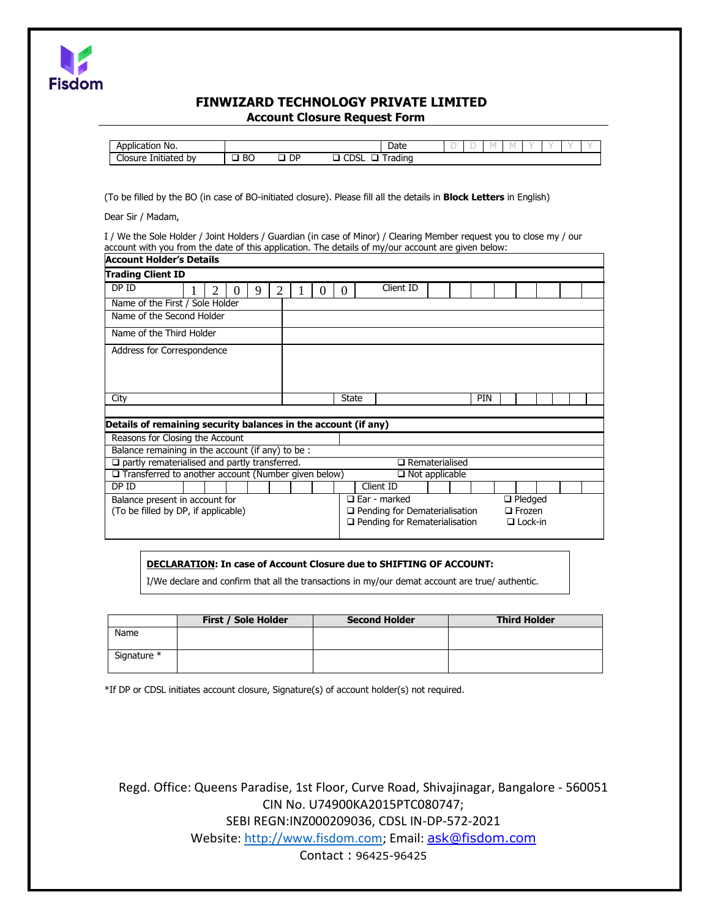Fisdom

# FINWIZARD TECHNOLOGY PRIVATE LIMITED

## Account Closure Request Form

| Application No. | | Date | D | D | M | M | Y | Y | Y | Y |
|---|---|---|---|---|---|---|---|---|---|---|
| Closure Initiated by | ❑ BO ❑ DP ❑ CDSL ❑ Trading | | | | | | | | | |

(To be filled by the BO (in case of BO-initiated closure). Please fill all the details in **Block Letters** in English)

Dear Sir / Madam,

I / We the Sole Holder / Joint Holders / Guardian (in case of Minor) / Clearing Member request you to close my / our account with you from the date of this application. The details of my/our account are given below:

**Account Holder's Details**

**Trading Client ID**

| DP ID | 1 | 2 | 0 | 9 | 2 | 1 | 0 | 0 | Client ID | | | | | | | | |
|---|---|---|---|---|---|---|---|---|---|---|---|---|---|---|---|---|---|

| Name of the First / Sole Holder | |
|---|---|
| Name of the Second Holder | |
| Name of the Third Holder | |
| Address for Correspondence | |

| City | | State | | PIN | | | | | | |
|---|---|---|---|---|---|---|---|---|---|---|

**Details of remaining security balances in the account (if any)**

| Reasons for Closing the Account | |
|---|---|
| Balance remaining in the account (if any) to be : | |
| ❑ partly rematerialised and partly transferred. | ❑ Rematerialised |
| ❑ Transferred to another account (Number given below) | ❑ Not applicable |

| DP ID | | | | | | | | | Client ID | | | | | | | | |
|---|---|---|---|---|---|---|---|---|---|---|---|---|---|---|---|---|---|

| Balance present in account for (To be filled by DP, if applicable) | ❑ Ear - marked<br>❑ Pending for Dematerialisation<br>❑ Pending for Rematerialisation | ❑ Pledged<br>❑ Frozen<br>❑ Lock-in |
|---|---|---|

**DECLARATION: In case of Account Closure due to SHIFTING OF ACCOUNT:**

I/We declare and confirm that all the transactions in my/our demat account are true/ authentic.

| | First / Sole Holder | Second Holder | Third Holder |
|---|---|---|---|
| Name | | | |
| Signature * | | | |

*If DP or CDSL initiates account closure, Signature(s) of account holder(s) not required.

Regd. Office: Queens Paradise, 1st Floor, Curve Road, Shivajinagar, Bangalore - 560051
CIN No. U74900KA2015PTC080747;
SEBI REGN:INZ000209036, CDSL IN-DP-572-2021
Website: http://www.fisdom.com; Email: ask@fisdom.com
Contact : 96425-96425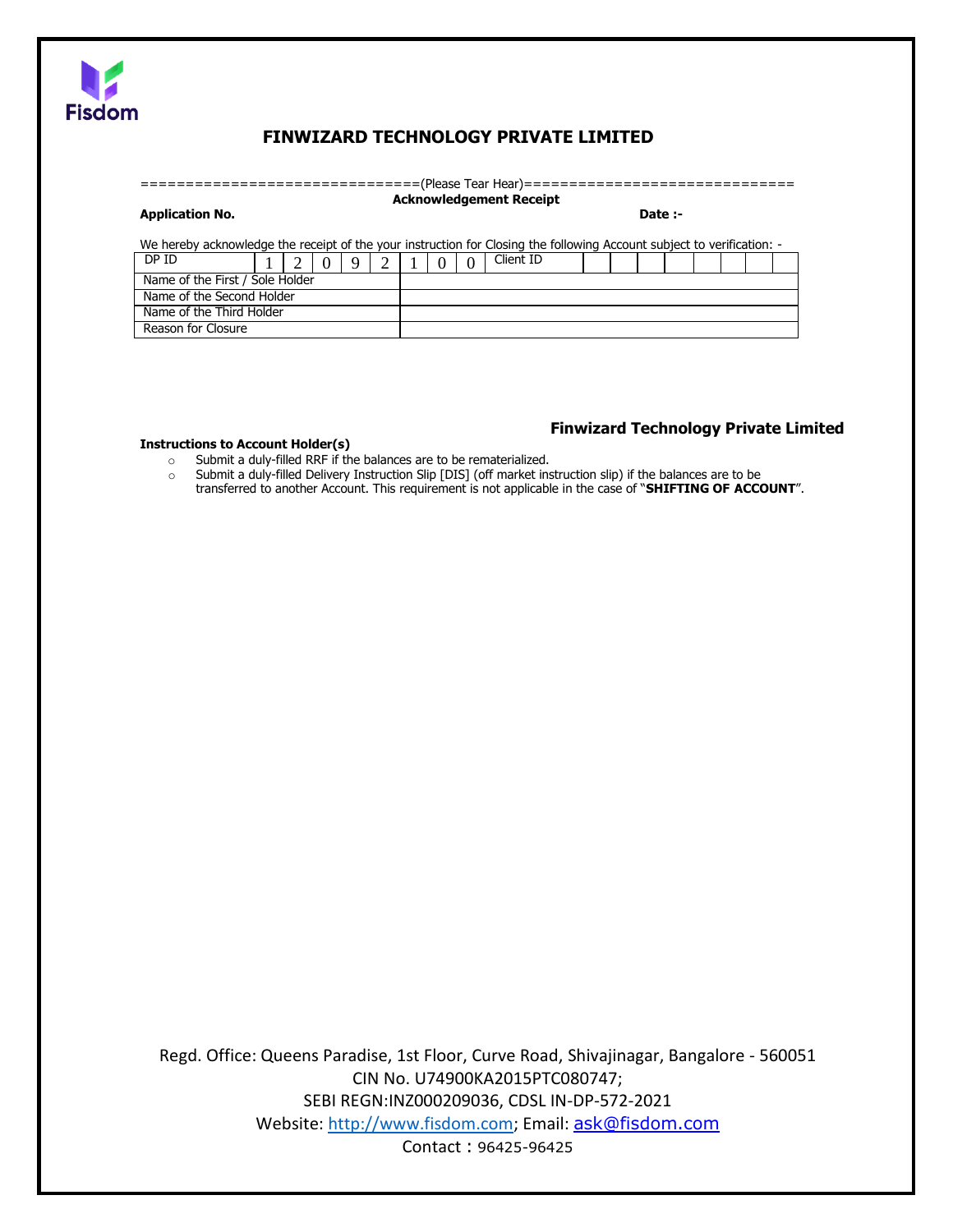Fisdom

# FINWIZARD TECHNOLOGY PRIVATE LIMITED

==============================(Please Tear Hear)==============================

**Acknowledgement Receipt**

**Application No.** **Date :-**

We hereby acknowledge the receipt of the your instruction for Closing the following Account subject to verification: -

| DP ID | 1 | 2 | 0 | 9 | 2 | 1 | 0 | 0 | Client ID | | | | | | | | |
|---|---|---|---|---|---|---|---|---|---|---|---|---|---|---|---|---|---|
| Name of the First / Sole Holder | | | | | | | | | | | | | | | | | |
| Name of the Second Holder | | | | | | | | | | | | | | | | | |
| Name of the Third Holder | | | | | | | | | | | | | | | | | |
| Reason for Closure | | | | | | | | | | | | | | | | | |

**Finwizard Technology Private Limited**

**Instructions to Account Holder(s)**

- Submit a duly-filled RRF if the balances are to be rematerialized.
- Submit a duly-filled Delivery Instruction Slip [DIS] (off market instruction slip) if the balances are to be transferred to another Account. This requirement is not applicable in the case of "**SHIFTING OF ACCOUNT**".

Regd. Office: Queens Paradise, 1st Floor, Curve Road, Shivajinagar, Bangalore - 560051
CIN No. U74900KA2015PTC080747;
SEBI REGN:INZ000209036, CDSL IN-DP-572-2021
Website: http://www.fisdom.com; Email: ask@fisdom.com
Contact : 96425-96425